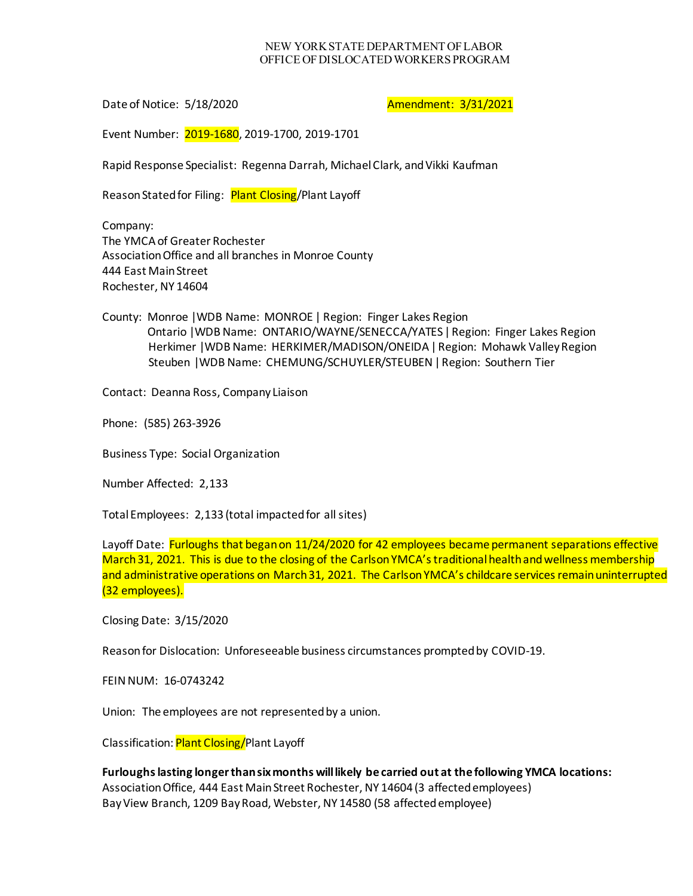NEW YORK STATE DEPARTMENT OF LABOR
OFFICE OF DISLOCATED WORKERS PROGRAM

Date of Notice: 5/18/2020 Amendment: 3/31/2021

Event Number: 2019-1680, 2019-1700, 2019-1701

Rapid Response Specialist: Regenna Darrah, Michael Clark, and Vikki Kaufman

Reason Stated for Filing: Plant Closing/Plant Layoff

Company:
The YMCA of Greater Rochester
Association Office and all branches in Monroe County
444 East Main Street
Rochester, NY 14604

County: Monroe |WDB Name: MONROE | Region: Finger Lakes Region
Ontario |WDB Name: ONTARIO/WAYNE/SENECCA/YATES | Region: Finger Lakes Region
Herkimer |WDB Name: HERKIMER/MADISON/ONEIDA | Region: Mohawk Valley Region
Steuben |WDB Name: CHEMUNG/SCHUYLER/STEUBEN | Region: Southern Tier

Contact: Deanna Ross, Company Liaison

Phone: (585) 263-3926

Business Type: Social Organization

Number Affected: 2,133

Total Employees: 2,133 (total impacted for all sites)

Layoff Date: Furloughs that began on 11/24/2020 for 42 employees became permanent separations effective March 31, 2021. This is due to the closing of the Carlson YMCA's traditional health and wellness membership and administrative operations on March 31, 2021. The Carlson YMCA's childcare services remain uninterrupted (32 employees).

Closing Date: 3/15/2020

Reason for Dislocation: Unforeseeable business circumstances prompted by COVID-19.

FEIN NUM: 16-0743242

Union: The employees are not represented by a union.

Classification: Plant Closing/Plant Layoff

**Furloughs lasting longer than six months will likely be carried out at the following YMCA locations:**
Association Office, 444 East Main Street Rochester, NY 14604 (3 affected employees)
Bay View Branch, 1209 Bay Road, Webster, NY 14580 (58 affected employee)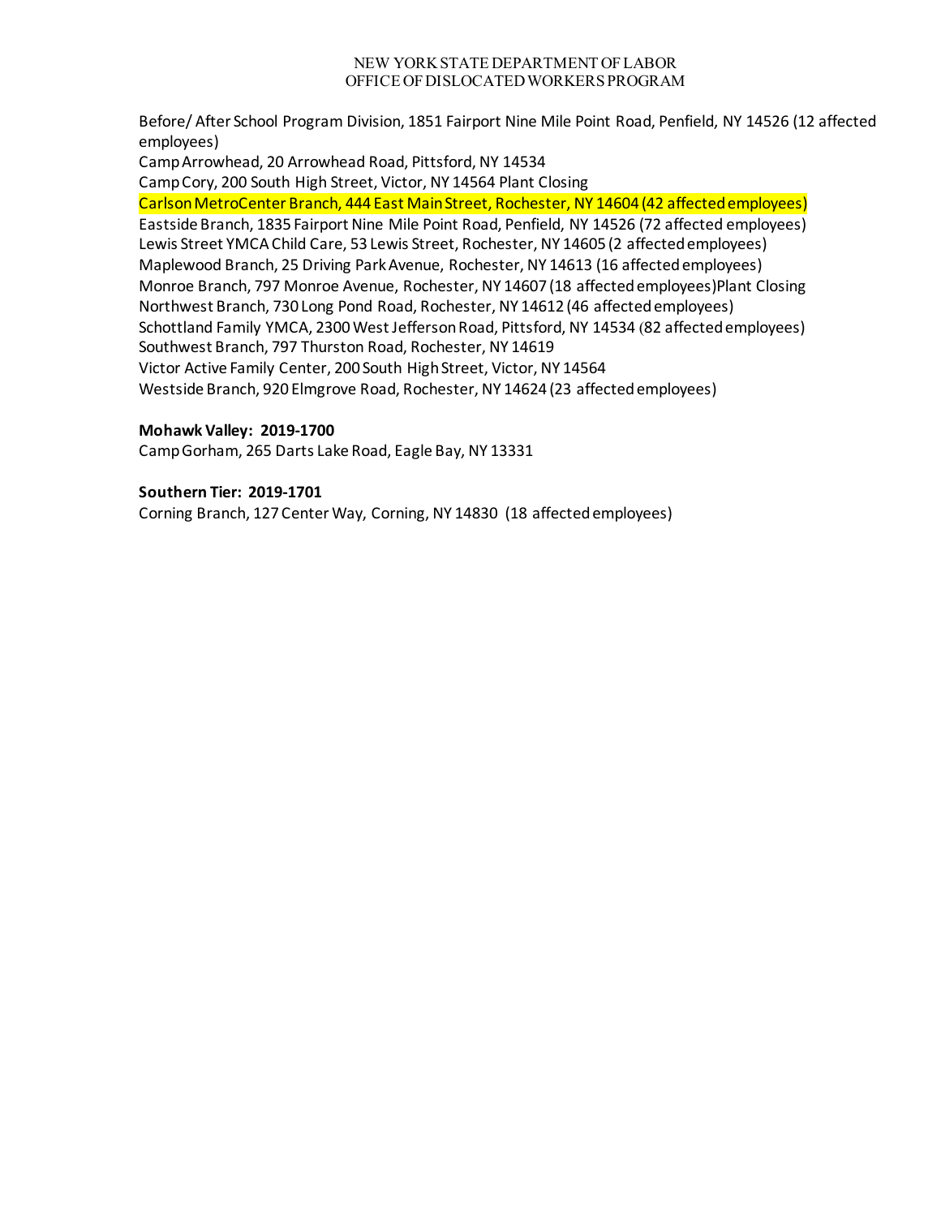Before/ After School Program Division, 1851 Fairport Nine Mile Point Road, Penfield, NY 14526 (12 affected employees)
Camp Arrowhead, 20 Arrowhead Road, Pittsford, NY 14534
Camp Cory, 200 South High Street, Victor, NY 14564 Plant Closing
Carlson MetroCenter Branch, 444 East Main Street, Rochester, NY 14604 (42 affected employees)
Eastside Branch, 1835 Fairport Nine Mile Point Road, Penfield, NY 14526 (72 affected employees)
Lewis Street YMCA Child Care, 53 Lewis Street, Rochester, NY 14605 (2 affected employees)
Maplewood Branch, 25 Driving Park Avenue, Rochester, NY 14613 (16 affected employees)
Monroe Branch, 797 Monroe Avenue, Rochester, NY 14607 (18 affected employees)Plant Closing
Northwest Branch, 730 Long Pond Road, Rochester, NY 14612 (46 affected employees)
Schottland Family YMCA, 2300 West Jefferson Road, Pittsford, NY 14534 (82 affected employees)
Southwest Branch, 797 Thurston Road, Rochester, NY 14619
Victor Active Family Center, 200 South High Street, Victor, NY 14564
Westside Branch, 920 Elmgrove Road, Rochester, NY 14624 (23 affected employees)

**Mohawk Valley: 2019-1700**
Camp Gorham, 265 Darts Lake Road, Eagle Bay, NY 13331

**Southern Tier: 2019-1701**
Corning Branch, 127 Center Way, Corning, NY 14830 (18 affected employees)